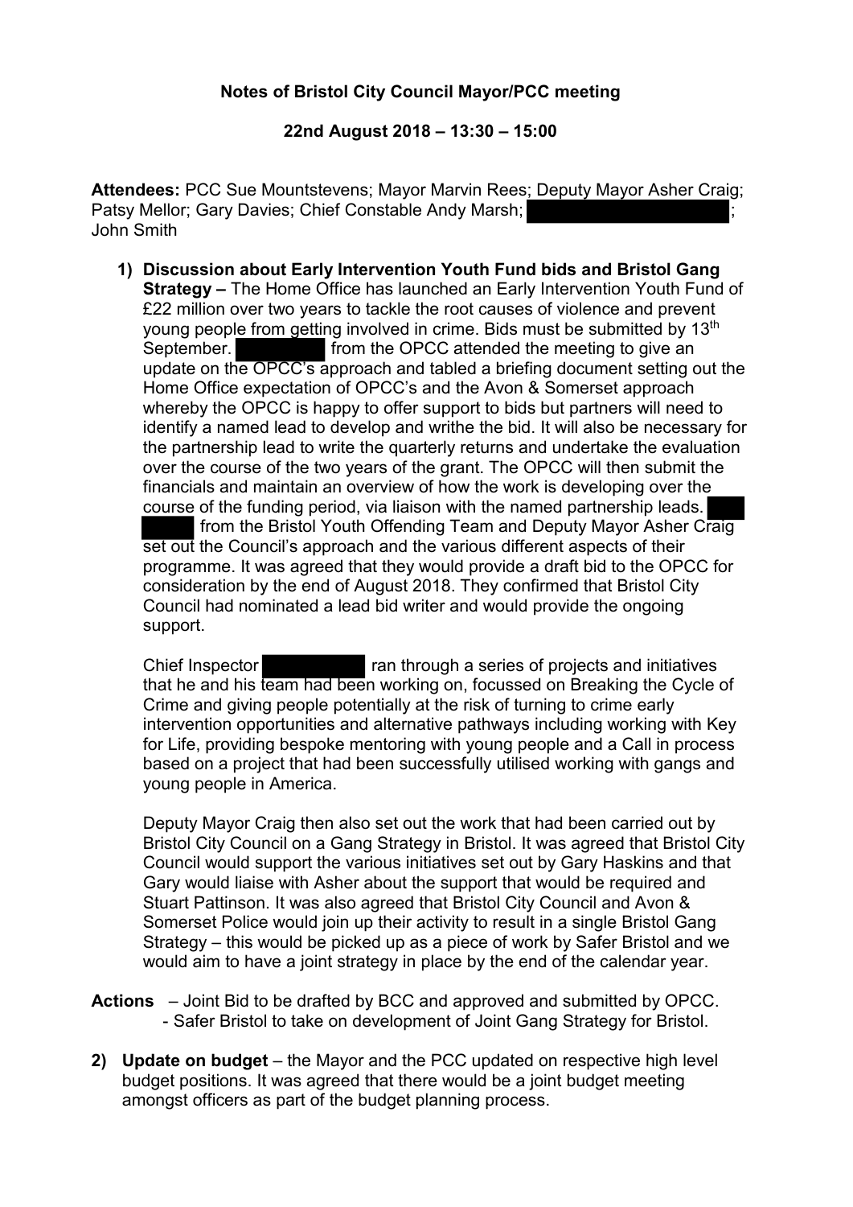**Notes of Bristol City Council Mayor/PCC meeting**

**22nd August 2018 – 13:30 – 15:00**

**Attendees:** PCC Sue Mountstevens; Mayor Marvin Rees; Deputy Mayor Asher Craig; Patsy Mellor; Gary Davies; Chief Constable Andy Marsh; ; John Smith

1) **Discussion about Early Intervention Youth Fund bids and Bristol Gang Strategy –** The Home Office has launched an Early Intervention Youth Fund of £22 million over two years to tackle the root causes of violence and prevent young people from getting involved in crime. Bids must be submitted by 13th September. from the OPCC attended the meeting to give an update on the OPCC's approach and tabled a briefing document setting out the Home Office expectation of OPCC's and the Avon & Somerset approach whereby the OPCC is happy to offer support to bids but partners will need to identify a named lead to develop and writhe the bid. It will also be necessary for the partnership lead to write the quarterly returns and undertake the evaluation over the course of the two years of the grant. The OPCC will then submit the financials and maintain an overview of how the work is developing over the course of the funding period, via liaison with the named partnership leads. from the Bristol Youth Offending Team and Deputy Mayor Asher Craig set out the Council's approach and the various different aspects of their programme. It was agreed that they would provide a draft bid to the OPCC for consideration by the end of August 2018. They confirmed that Bristol City Council had nominated a lead bid writer and would provide the ongoing support.

   Chief Inspector ran through a series of projects and initiatives that he and his team had been working on, focussed on Breaking the Cycle of Crime and giving people potentially at the risk of turning to crime early intervention opportunities and alternative pathways including working with Key for Life, providing bespoke mentoring with young people and a Call in process based on a project that had been successfully utilised working with gangs and young people in America.

   Deputy Mayor Craig then also set out the work that had been carried out by Bristol City Council on a Gang Strategy in Bristol. It was agreed that Bristol City Council would support the various initiatives set out by Gary Haskins and that Gary would liaise with Asher about the support that would be required and Stuart Pattinson. It was also agreed that Bristol City Council and Avon & Somerset Police would join up their activity to result in a single Bristol Gang Strategy – this would be picked up as a piece of work by Safer Bristol and we would aim to have a joint strategy in place by the end of the calendar year.

**Actions** – Joint Bid to be drafted by BCC and approved and submitted by OPCC.
- Safer Bristol to take on development of Joint Gang Strategy for Bristol.

2) **Update on budget** – the Mayor and the PCC updated on respective high level budget positions. It was agreed that there would be a joint budget meeting amongst officers as part of the budget planning process.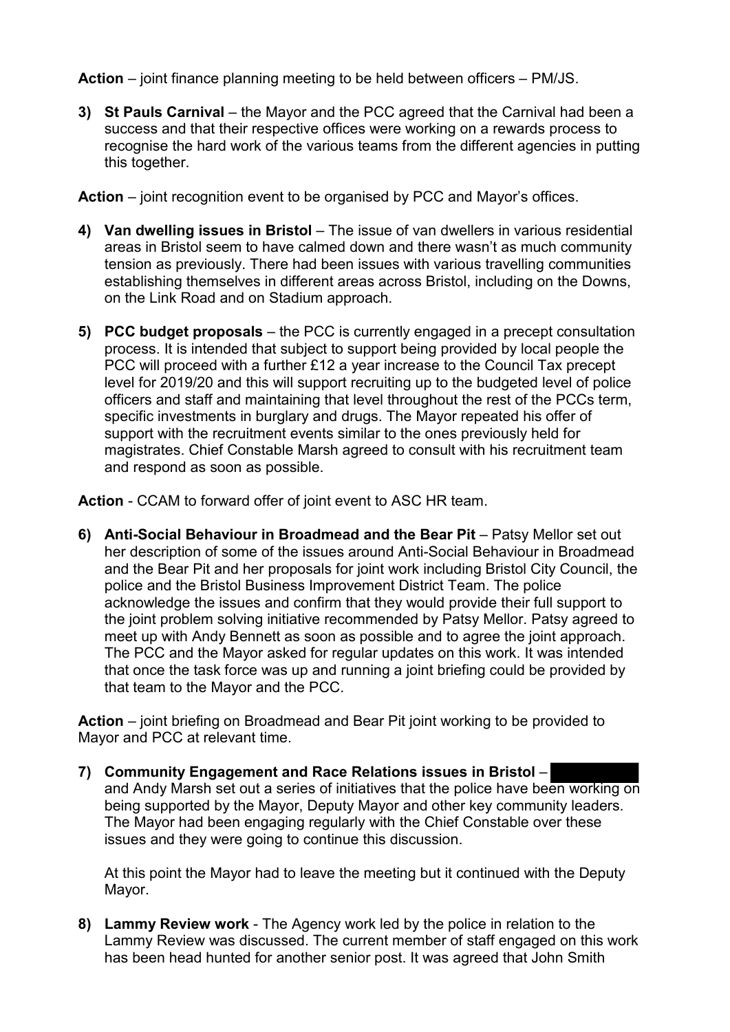**Action** – joint finance planning meeting to be held between officers – PM/JS.

3) **St Pauls Carnival** – the Mayor and the PCC agreed that the Carnival had been a success and that their respective offices were working on a rewards process to recognise the hard work of the various teams from the different agencies in putting this together.

**Action** – joint recognition event to be organised by PCC and Mayor's offices.

4) **Van dwelling issues in Bristol** – The issue of van dwellers in various residential areas in Bristol seem to have calmed down and there wasn't as much community tension as previously. There had been issues with various travelling communities establishing themselves in different areas across Bristol, including on the Downs, on the Link Road and on Stadium approach.

5) **PCC budget proposals** – the PCC is currently engaged in a precept consultation process. It is intended that subject to support being provided by local people the PCC will proceed with a further £12 a year increase to the Council Tax precept level for 2019/20 and this will support recruiting up to the budgeted level of police officers and staff and maintaining that level throughout the rest of the PCCs term, specific investments in burglary and drugs. The Mayor repeated his offer of support with the recruitment events similar to the ones previously held for magistrates. Chief Constable Marsh agreed to consult with his recruitment team and respond as soon as possible.

**Action** - CCAM to forward offer of joint event to ASC HR team.

6) **Anti-Social Behaviour in Broadmead and the Bear Pit** – Patsy Mellor set out her description of some of the issues around Anti-Social Behaviour in Broadmead and the Bear Pit and her proposals for joint work including Bristol City Council, the police and the Bristol Business Improvement District Team. The police acknowledge the issues and confirm that they would provide their full support to the joint problem solving initiative recommended by Patsy Mellor. Patsy agreed to meet up with Andy Bennett as soon as possible and to agree the joint approach. The PCC and the Mayor asked for regular updates on this work. It was intended that once the task force was up and running a joint briefing could be provided by that team to the Mayor and the PCC.

**Action** – joint briefing on Broadmead and Bear Pit joint working to be provided to Mayor and PCC at relevant time.

7) **Community Engagement and Race Relations issues in Bristol** – [REDACTED] and Andy Marsh set out a series of initiatives that the police have been working on being supported by the Mayor, Deputy Mayor and other key community leaders. The Mayor had been engaging regularly with the Chief Constable over these issues and they were going to continue this discussion.

   At this point the Mayor had to leave the meeting but it continued with the Deputy Mayor.

8) **Lammy Review work** - The Agency work led by the police in relation to the Lammy Review was discussed. The current member of staff engaged on this work has been head hunted for another senior post. It was agreed that John Smith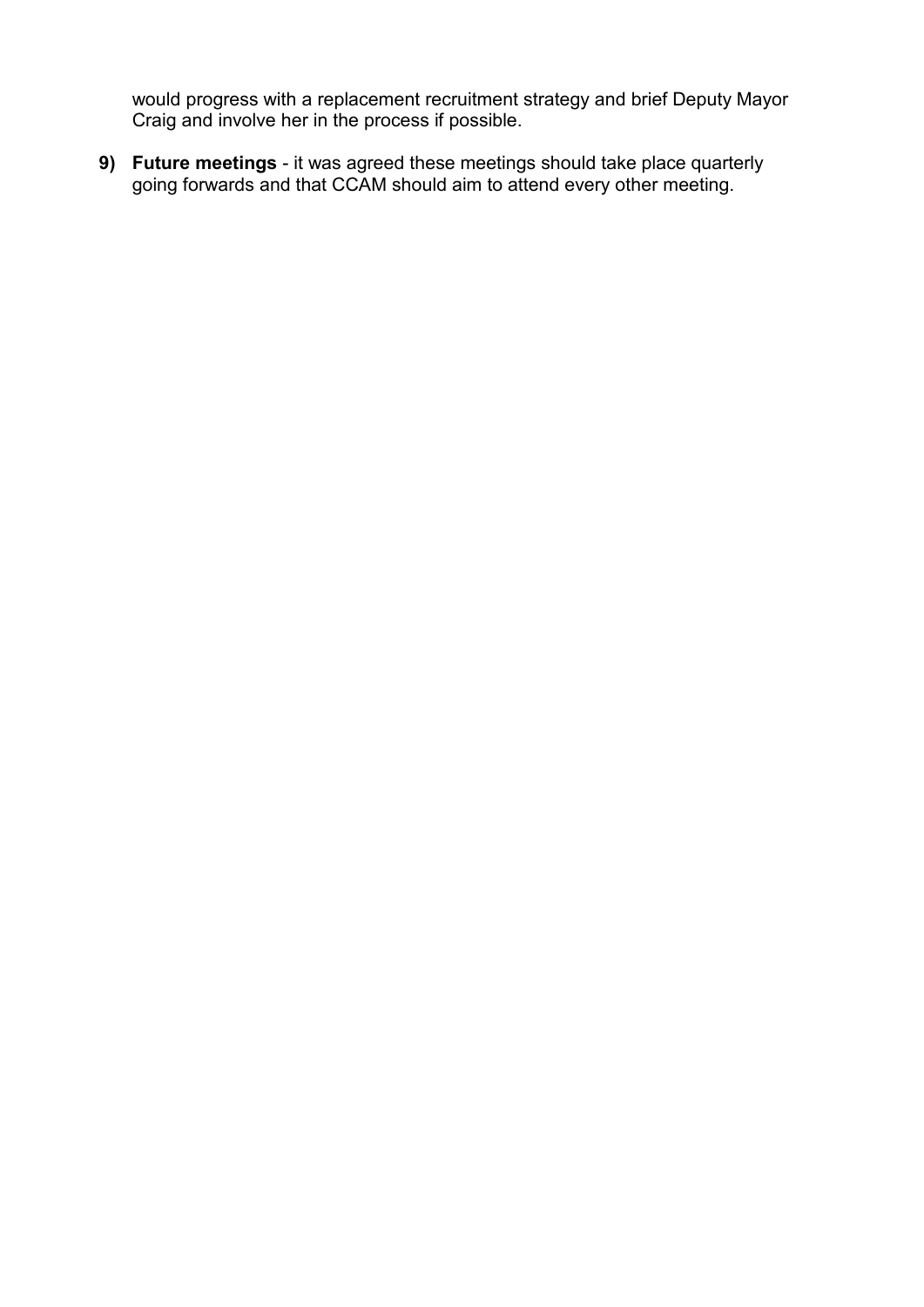would progress with a replacement recruitment strategy and brief Deputy Mayor Craig and involve her in the process if possible.

9) **Future meetings** - it was agreed these meetings should take place quarterly going forwards and that CCAM should aim to attend every other meeting.